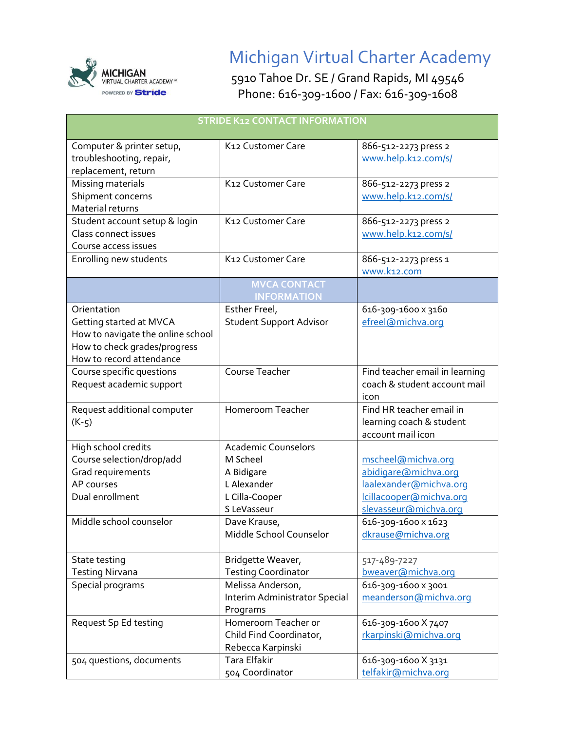# Michigan Virtual Charter Academy

5910 Tahoe Dr. SE / Grand Rapids, MI 49546
Phone: 616-309-1600 / Fax: 616-309-1608

| STRIDE K12 CONTACT INFORMATION | | |
|---|---|---|
| Computer & printer setup, troubleshooting, repair, replacement, return | K12 Customer Care | 866-512-2273 press 2<br>www.help.k12.com/s/ |
| Missing materials<br>Shipment concerns<br>Material returns | K12 Customer Care | 866-512-2273 press 2<br>www.help.k12.com/s/ |
| Student account setup & login<br>Class connect issues<br>Course access issues | K12 Customer Care | 866-512-2273 press 2<br>www.help.k12.com/s/ |
| Enrolling new students | K12 Customer Care | 866-512-2273 press 1<br>www.k12.com |
| | **MVCA CONTACT INFORMATION** | |
| Orientation<br>Getting started at MVCA<br>How to navigate the online school<br>How to check grades/progress<br>How to record attendance | Esther Freel,<br>Student Support Advisor | 616-309-1600 x 3160<br>efreel@michva.org |
| Course specific questions<br>Request academic support | Course Teacher | Find teacher email in learning coach & student account mail icon |
| Request additional computer (K-5) | Homeroom Teacher | Find HR teacher email in learning coach & student account mail icon |
| High school credits<br>Course selection/drop/add<br>Grad requirements<br>AP courses<br>Dual enrollment | Academic Counselors<br>M Scheel<br>A Bidigare<br>L Alexander<br>L Cilla-Cooper<br>S LeVasseur | <br>mscheel@michva.org<br>abidigare@michva.org<br>laalexander@michva.org<br>lcillacooper@michva.org<br>slevasseur@michva.org |
| Middle school counselor | Dave Krause,<br>Middle School Counselor | 616-309-1600 x 1623<br>dkrause@michva.org |
| State testing<br>Testing Nirvana | Bridgette Weaver,<br>Testing Coordinator | 517-489-7227<br>bweaver@michva.org |
| Special programs | Melissa Anderson,<br>Interim Administrator Special Programs | 616-309-1600 x 3001<br>meanderson@michva.org |
| Request Sp Ed testing | Homeroom Teacher or<br>Child Find Coordinator,<br>Rebecca Karpinski | 616-309-1600 X 7407<br>rkarpinski@michva.org |
| 504 questions, documents | Tara Elfakir<br>504 Coordinator | 616-309-1600 X 3131<br>telfakir@michva.org |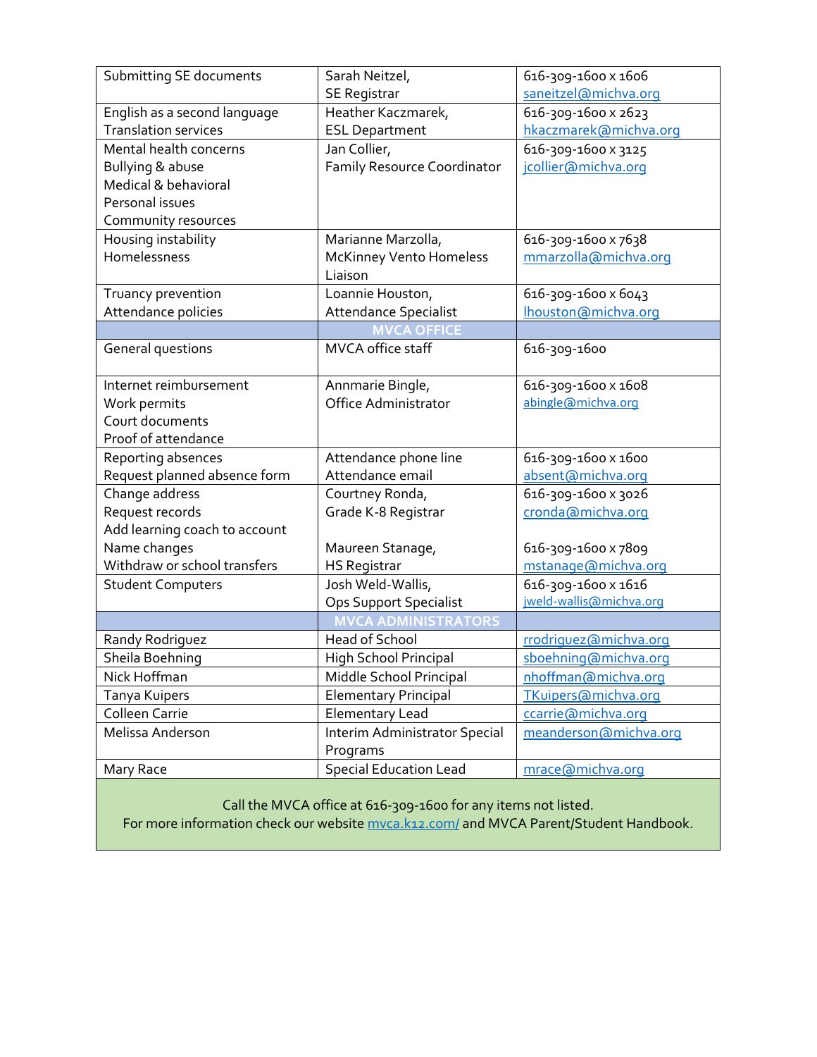| | | |
|---|---|---|
| Submitting SE documents | Sarah Neitzel,<br>SE Registrar | 616-309-1600 x 1606<br>saneitzel@michva.org |
| English as a second language<br>Translation services | Heather Kaczmarek,<br>ESL Department | 616-309-1600 x 2623<br>hkaczmarek@michva.org |
| Mental health concerns<br>Bullying & abuse<br>Medical & behavioral<br>Personal issues<br>Community resources | Jan Collier,<br>Family Resource Coordinator | 616-309-1600 x 3125<br>jcollier@michva.org |
| Housing instability<br>Homelessness | Marianne Marzolla,<br>McKinney Vento Homeless Liaison | 616-309-1600 x 7638<br>mmarzolla@michva.org |
| Truancy prevention<br>Attendance policies | Loannie Houston,<br>Attendance Specialist | 616-309-1600 x 6043<br>lhouston@michva.org |
| | **MVCA OFFICE** | |
| General questions | MVCA office staff | 616-309-1600 |
| Internet reimbursement<br>Work permits<br>Court documents<br>Proof of attendance | Annmarie Bingle,<br>Office Administrator | 616-309-1600 x 1608<br>abingle@michva.org |
| Reporting absences<br>Request planned absence form | Attendance phone line<br>Attendance email | 616-309-1600 x 1600<br>absent@michva.org |
| Change address<br>Request records<br>Add learning coach to account<br>Name changes<br>Withdraw or school transfers | Courtney Ronda,<br>Grade K-8 Registrar<br><br>Maureen Stanage,<br>HS Registrar | 616-309-1600 x 3026<br>cronda@michva.org<br><br>616-309-1600 x 7809<br>mstanage@michva.org |
| Student Computers | Josh Weld-Wallis,<br>Ops Support Specialist | 616-309-1600 x 1616<br>jweld-wallis@michva.org |
| | **MVCA ADMINISTRATORS** | |
| Randy Rodriguez | Head of School | rrodriguez@michva.org |
| Sheila Boehning | High School Principal | sboehning@michva.org |
| Nick Hoffman | Middle School Principal | nhoffman@michva.org |
| Tanya Kuipers | Elementary Principal | TKuipers@michva.org |
| Colleen Carrie | Elementary Lead | ccarrie@michva.org |
| Melissa Anderson | Interim Administrator Special Programs | meanderson@michva.org |
| Mary Race | Special Education Lead | mrace@michva.org |

Call the MVCA office at 616-309-1600 for any items not listed.
For more information check our website mvca.k12.com/ and MVCA Parent/Student Handbook.